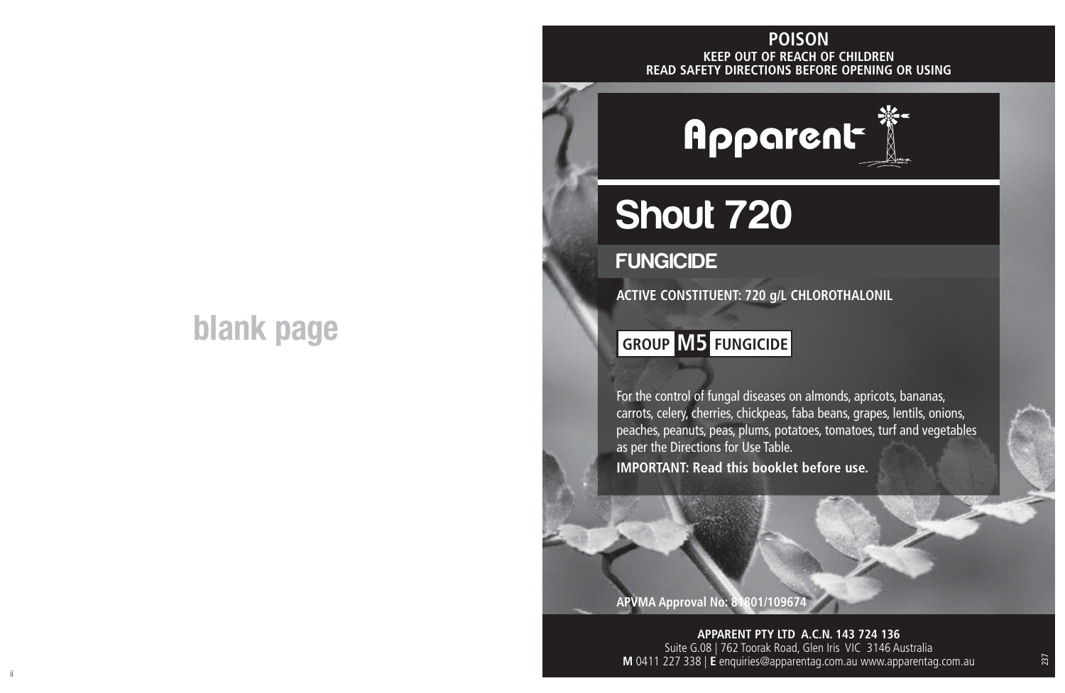blank page

**POISON**

**KEEP OUT OF REACH OF CHILDREN**

**READ SAFETY DIRECTIONS BEFORE OPENING OR USING**

Apparent

# Shout 720

## FUNGICIDE

**ACTIVE CONSTITUENT: 720 g/L CHLOROTHALONIL**

**GROUP M5 FUNGICIDE**

For the control of fungal diseases on almonds, apricots, bananas, carrots, celery, cherries, chickpeas, faba beans, grapes, lentils, onions, peaches, peanuts, peas, plums, potatoes, tomatoes, turf and vegetables as per the Directions for Use Table.

**IMPORTANT: Read this booklet before use.**

**APVMA Approval No: 81801/109674**

**APPARENT PTY LTD A.C.N. 143 724 136**

Suite G.08 | 762 Toorak Road, Glen Iris VIC 3146 Australia

**M** 0411 227 338 | **E** enquiries@apparentag.com.au www.apparentag.com.au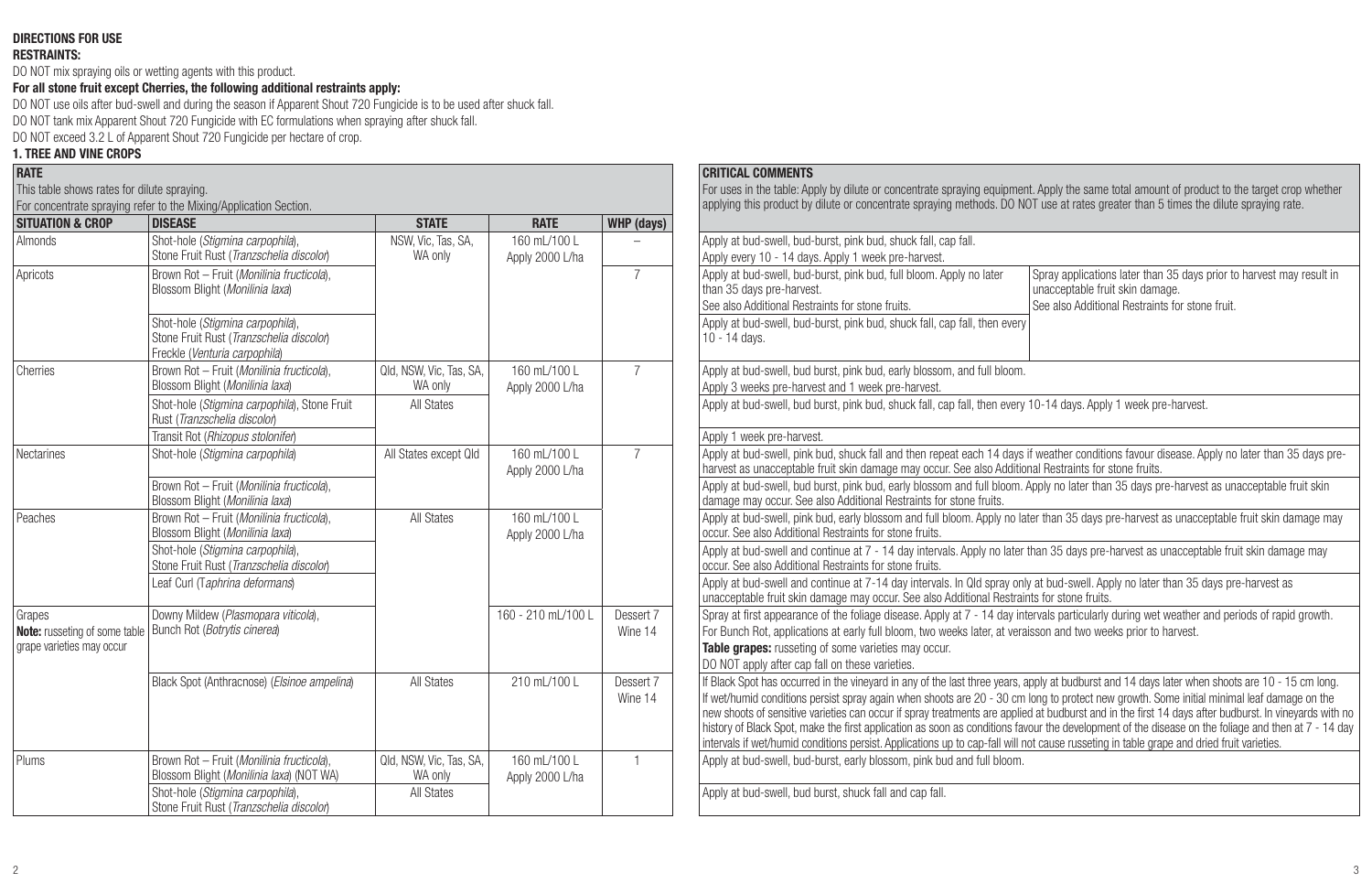**DIRECTIONS FOR USE**

**RESTRAINTS:**

DO NOT mix spraying oils or wetting agents with this product.

**For all stone fruit except Cherries, the following additional restraints apply:**

DO NOT use oils after bud-swell and during the season if Apparent Shout 720 Fungicide is to be used after shuck fall.

DO NOT tank mix Apparent Shout 720 Fungicide with EC formulations when spraying after shuck fall.

DO NOT exceed 3.2 L of Apparent Shout 720 Fungicide per hectare of crop.

**1. TREE AND VINE CROPS**

**RATE**

This table shows rates for dilute spraying.
For concentrate spraying refer to the Mixing/Application Section.

**CRITICAL COMMENTS**

For uses in the table: Apply by dilute or concentrate spraying equipment. Apply the same total amount of product to the target crop whether applying this product by dilute or concentrate spraying methods. DO NOT use at rates greater than 5 times the dilute spraying rate.

| SITUATION & CROP | DISEASE | STATE | RATE | WHP (days) | CRITICAL COMMENTS | |
|---|---|---|---|---|---|---|
| Almonds | Shot-hole (*Stigmina carpophila*), Stone Fruit Rust (*Tranzschelia discolor*) | NSW, Vic, Tas, SA, WA only | 160 mL/100 L Apply 2000 L/ha | – | Apply at bud-swell, bud-burst, pink bud, shuck fall, cap fall. Apply every 10 - 14 days. Apply 1 week pre-harvest. | |
| Apricots | Brown Rot – Fruit (*Monilinia fructicola*), Blossom Blight (*Monilinia laxa*) | | | 7 | Apply at bud-swell, bud-burst, pink bud, full bloom. Apply no later than 35 days pre-harvest. See also Additional Restraints for stone fruits. | Spray applications later than 35 days prior to harvest may result in unacceptable fruit skin damage. See also Additional Restraints for stone fruit. |
| | Shot-hole (*Stigmina carpophila*), Stone Fruit Rust (*Tranzschelia discolor*) Freckle (*Venturia carpophila*) | | | | Apply at bud-swell, bud-burst, pink bud, shuck fall, cap fall, then every 10 - 14 days. | |
| Cherries | Brown Rot – Fruit (*Monilinia fructicola*), Blossom Blight (*Monilinia laxa*) | Qld, NSW, Vic, Tas, SA, WA only | 160 mL/100 L Apply 2000 L/ha | 7 | Apply at bud-swell, bud burst, pink bud, early blossom, and full bloom. Apply 3 weeks pre-harvest and 1 week pre-harvest. | |
| | Shot-hole (*Stigmina carpophila*), Stone Fruit Rust (*Tranzschelia discolor*) | All States | | | Apply at bud-swell, bud burst, pink bud, shuck fall, cap fall, then every 10-14 days. Apply 1 week pre-harvest. | |
| | Transit Rot (*Rhizopus stolonifer*) | | | | Apply 1 week pre-harvest. | |
| Nectarines | Shot-hole (*Stigmina carpophila*) | All States except Qld | 160 mL/100 L Apply 2000 L/ha | 7 | Apply at bud-swell, pink bud, shuck fall and then repeat each 14 days if weather conditions favour disease. Apply no later than 35 days pre-harvest as unacceptable fruit skin damage may occur. See also Additional Restraints for stone fruits. | |
| | Brown Rot – Fruit (*Monilinia fructicola*), Blossom Blight (*Monilinia laxa*) | | | | Apply at bud-swell, bud burst, pink bud, early blossom and full bloom. Apply no later than 35 days pre-harvest as unacceptable fruit skin damage may occur. See also Additional Restraints for stone fruits. | |
| Peaches | Brown Rot – Fruit (*Monilinia fructicola*), Blossom Blight (*Monilinia laxa*) | All States | 160 mL/100 L Apply 2000 L/ha | | Apply at bud-swell, pink bud, early blossom and full bloom. Apply no later than 35 days pre-harvest as unacceptable fruit skin damage may occur. See also Additional Restraints for stone fruits. | |
| | Shot-hole (*Stigmina carpophila*), Stone Fruit Rust (*Tranzschelia discolor*) | | | | Apply at bud-swell and continue at 7 - 14 day intervals. Apply no later than 35 days pre-harvest as unacceptable fruit skin damage may occur. See also Additional Restraints for stone fruits. | |
| | Leaf Curl (*Taphrina deformans*) | | | | Apply at bud-swell and continue at 7-14 day intervals. In Qld spray only at bud-swell. Apply no later than 35 days pre-harvest as unacceptable fruit skin damage may occur. See also Additional Restraints for stone fruits. | |
| Grapes **Note:** russeting of some table grape varieties may occur | Downy Mildew (*Plasmopara viticola*), Bunch Rot (*Botrytis cinerea*) | | 160 - 210 mL/100 L | Dessert 7 Wine 14 | Spray at first appearance of the foliage disease. Apply at 7 - 14 day intervals particularly during wet weather and periods of rapid growth. For Bunch Rot, applications at early full bloom, two weeks later, at veraisson and two weeks prior to harvest. **Table grapes:** russeting of some varieties may occur. DO NOT apply after cap fall on these varieties. | |
| | Black Spot (Anthracnose) (*Elsinoe ampelina*) | All States | 210 mL/100 L | Dessert 7 Wine 14 | If Black Spot has occurred in the vineyard in any of the last three years, apply at budburst and 14 days later when shoots are 10 - 15 cm long. If wet/humid conditions persist spray again when shoots are 20 - 30 cm long to protect new growth. Some initial minimal leaf damage on the new shoots of sensitive varieties can occur if spray treatments are applied at budburst and in the first 14 days after budburst. In vineyards with no history of Black Spot, make the first application as soon as conditions favour the development of the disease on the foliage and then at 7 - 14 day intervals if wet/humid conditions persist. Applications up to cap-fall will not cause russeting in table grape and dried fruit varieties. | |
| Plums | Brown Rot – Fruit (*Monilinia fructicola*), Blossom Blight (*Monilinia laxa*) (NOT WA) | Qld, NSW, Vic, Tas, SA, WA only | 160 mL/100 L Apply 2000 L/ha | 1 | Apply at bud-swell, bud-burst, early blossom, pink bud and full bloom. | |
| | Shot-hole (*Stigmina carpophila*), Stone Fruit Rust (*Tranzschelia discolor*) | All States | | | Apply at bud-swell, bud burst, shuck fall and cap fall. | |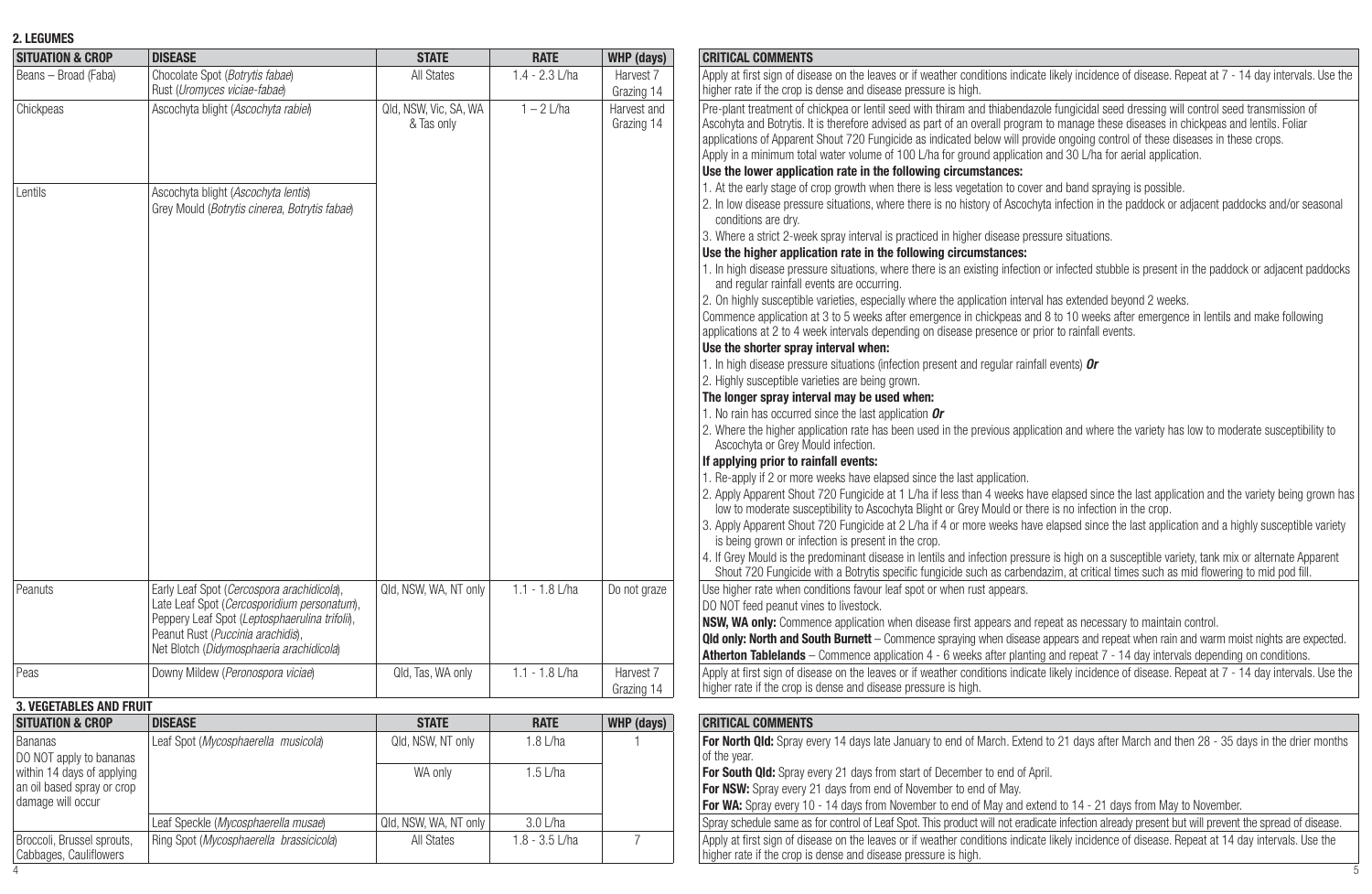## 2. LEGUMES

| SITUATION & CROP | DISEASE | STATE | RATE | WHP (days) | CRITICAL COMMENTS |
|---|---|---|---|---|---|
| Beans – Broad (Faba) | Chocolate Spot (*Botrytis fabae*)<br>Rust (*Uromyces viciae-fabae*) | All States | 1.4 - 2.3 L/ha | Harvest 7<br>Grazing 14 | Apply at first sign of disease on the leaves or if weather conditions indicate likely incidence of disease. Repeat at 7 - 14 day intervals. Use the higher rate if the crop is dense and disease pressure is high. |
| Chickpeas | Ascochyta blight (*Ascochyta rabiei*) | Qld, NSW, Vic, SA, WA & Tas only | 1 – 2 L/ha | Harvest and Grazing 14 | Pre-plant treatment of chickpea or lentil seed with thiram and thiabendazole fungicidal seed dressing will control seed transmission of Ascohyta and Botrytis. It is therefore advised as part of an overall program to manage these diseases in chickpeas and lentils. Foliar applications of Apparent Shout 720 Fungicide as indicated below will provide ongoing control of these diseases in these crops.<br>Apply in a minimum total water volume of 100 L/ha for ground application and 30 L/ha for aerial application.<br>**Use the lower application rate in the following circumstances:**<br>1. At the early stage of crop growth when there is less vegetation to cover and band spraying is possible.<br>2. In low disease pressure situations, where there is no history of Ascochyta infection in the paddock or adjacent paddocks and/or seasonal conditions are dry.<br>3. Where a strict 2-week spray interval is practiced in higher disease pressure situations.<br>**Use the higher application rate in the following circumstances:**<br>1. In high disease pressure situations, where there is an existing infection or infected stubble is present in the paddock or adjacent paddocks and regular rainfall events are occurring.<br>2. On highly susceptible varieties, especially where the application interval has extended beyond 2 weeks.<br>Commence application at 3 to 5 weeks after emergence in chickpeas and 8 to 10 weeks after emergence in lentils and make following applications at 2 to 4 week intervals depending on disease presence or prior to rainfall events.<br>**Use the shorter spray interval when:**<br>1. In high disease pressure situations (infection present and regular rainfall events) ***Or***<br>2. Highly susceptible varieties are being grown.<br>**The longer spray interval may be used when:**<br>1. No rain has occurred since the last application ***Or***<br>2. Where the higher application rate has been used in the previous application and where the variety has low to moderate susceptibility to Ascochyta or Grey Mould infection.<br>**If applying prior to rainfall events:**<br>1. Re-apply if 2 or more weeks have elapsed since the last application.<br>2. Apply Apparent Shout 720 Fungicide at 1 L/ha if less than 4 weeks have elapsed since the last application and the variety being grown has low to moderate susceptibility to Ascochyta Blight or Grey Mould or there is no infection in the crop.<br>3. Apply Apparent Shout 720 Fungicide at 2 L/ha if 4 or more weeks have elapsed since the last application and a highly susceptible variety is being grown or infection is present in the crop.<br>4. If Grey Mould is the predominant disease in lentils and infection pressure is high on a susceptible variety, tank mix or alternate Apparent Shout 720 Fungicide with a Botrytis specific fungicide such as carbendazim, at critical times such as mid flowering to mid pod fill. |
| Lentils | Ascochyta blight (*Ascochyta lentis*)<br>Grey Mould (*Botrytis cinerea, Botrytis fabae*) | | | | |
| Peanuts | Early Leaf Spot (*Cercospora arachidicola*),<br>Late Leaf Spot (*Cercosporidium personatum*),<br>Peppery Leaf Spot (*Leptosphaerulina trifolii*),<br>Peanut Rust (*Puccinia arachidis*),<br>Net Blotch (*Didymosphaeria arachidicola*) | Qld, NSW, WA, NT only | 1.1 - 1.8 L/ha | Do not graze | Use higher rate when conditions favour leaf spot or when rust appears.<br>DO NOT feed peanut vines to livestock.<br>**NSW, WA only:** Commence application when disease first appears and repeat as necessary to maintain control.<br>**Qld only: North and South Burnett** – Commence spraying when disease appears and repeat when rain and warm moist nights are expected.<br>**Atherton Tablelands** – Commence application 4 - 6 weeks after planting and repeat 7 - 14 day intervals depending on conditions. |
| Peas | Downy Mildew (*Peronospora viciae*) | Qld, Tas, WA only | 1.1 - 1.8 L/ha | Harvest 7<br>Grazing 14 | Apply at first sign of disease on the leaves or if weather conditions indicate likely incidence of disease. Repeat at 7 - 14 day intervals. Use the higher rate if the crop is dense and disease pressure is high. |

## 3. VEGETABLES AND FRUIT

| SITUATION & CROP | DISEASE | STATE | RATE | WHP (days) | CRITICAL COMMENTS |
|---|---|---|---|---|---|
| Bananas<br>DO NOT apply to bananas within 14 days of applying an oil based spray or crop damage will occur | Leaf Spot (*Mycosphaerella musicola*) | Qld, NSW, NT only | 1.8 L/ha | 1 | **For North Qld:** Spray every 14 days late January to end of March. Extend to 21 days after March and then 28 - 35 days in the drier months of the year.<br>**For South Qld:** Spray every 21 days from start of December to end of April.<br>**For NSW:** Spray every 21 days from end of November to end of May.<br>**For WA:** Spray every 10 - 14 days from November to end of May and extend to 14 - 21 days from May to November. |
| | | WA only | 1.5 L/ha | | |
| | Leaf Speckle (*Mycosphaerella musae*) | Qld, NSW, WA, NT only | 3.0 L/ha | | Spray schedule same as for control of Leaf Spot. This product will not eradicate infection already present but will prevent the spread of disease. |
| Broccoli, Brussel sprouts, Cabbages, Cauliflowers | Ring Spot (*Mycosphaerella brassicicola*) | All States | 1.8 - 3.5 L/ha | 7 | Apply at first sign of disease on the leaves or if weather conditions indicate likely incidence of disease. Repeat at 14 day intervals. Use the higher rate if the crop is dense and disease pressure is high. |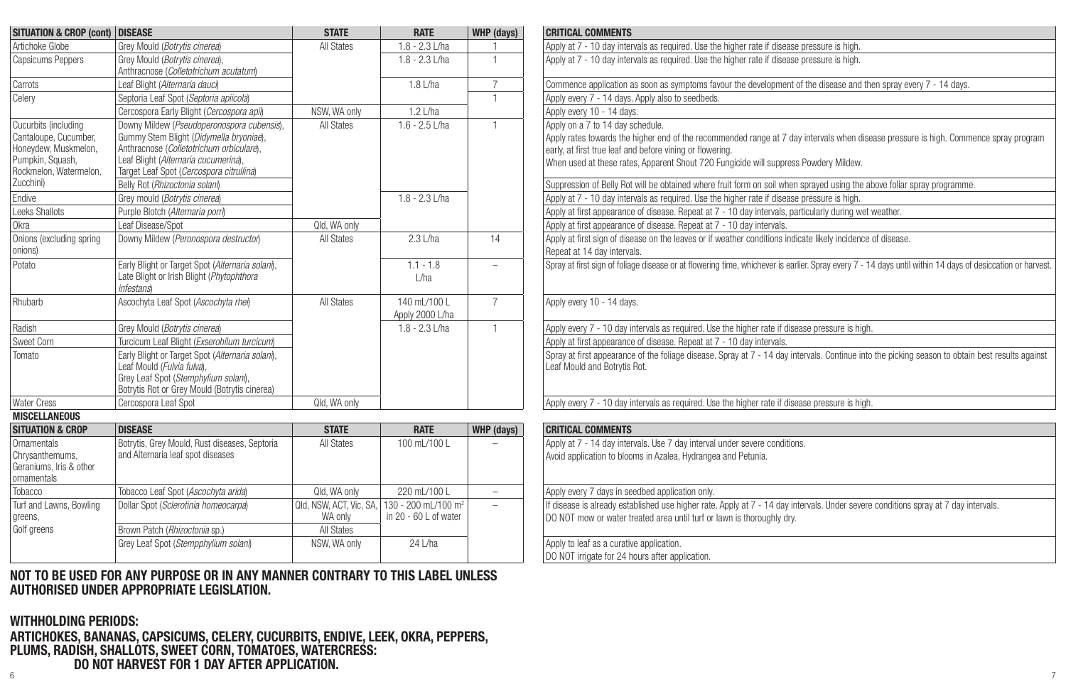| SITUATION & CROP (cont) | DISEASE | STATE | RATE | WHP (days) | CRITICAL COMMENTS |
|---|---|---|---|---|---|
| Artichoke Globe | Grey Mould (*Botrytis cinerea*) | All States | 1.8 - 2.3 L/ha | 1 | Apply at 7 - 10 day intervals as required. Use the higher rate if disease pressure is high. |
| Capsicums Peppers | Grey Mould (*Botrytis cinerea*), Anthracnose (*Colletotrichum acutatum*) | | 1.8 - 2.3 L/ha | 1 | Apply at 7 - 10 day intervals as required. Use the higher rate if disease pressure is high. |
| Carrots | Leaf Blight (*Alternaria dauci*) | | 1.8 L/ha | 7 | Commence application as soon as symptoms favour the development of the disease and then spray every 7 - 14 days. |
| Celery | Septoria Leaf Spot (*Septoria apiicola*) | | | 1 | Apply every 7 - 14 days. Apply also to seedbeds. |
| | Cercospora Early Blight (*Cercospora apii*) | NSW, WA only | 1.2 L/ha | | Apply every 10 - 14 days. |
| Cucurbits (including Cantaloupe, Cucumber, Honeydew, Muskmelon, Pumpkin, Squash, Rockmelon, Watermelon, Zucchini) | Downy Mildew (*Pseudoperonospora cubensis*), Gummy Stem Blight (*Didymella bryoniae*), Anthracnose (*Colletotrichum orbiculare*), Leaf Blight (*Alternaria cucumerina*), Target Leaf Spot (*Cercospora citrullina*) | All States | 1.6 - 2.5 L/ha | 1 | Apply on a 7 to 14 day schedule. Apply rates towards the higher end of the recommended range at 7 day intervals when disease pressure is high. Commence spray program early, at first true leaf and before vining or flowering. When used at these rates, Apparent Shout 720 Fungicide will suppress Powdery Mildew. |
| | Belly Rot (*Rhizoctonia solani*) | | | | Suppression of Belly Rot will be obtained where fruit form on soil when sprayed using the above foliar spray programme. |
| Endive | Grey mould (*Botrytis cinerea*) | | 1.8 - 2.3 L/ha | | Apply at 7 - 10 day intervals as required. Use the higher rate if disease pressure is high. |
| Leeks Shallots | Purple Blotch (*Alternaria porri*) | | | | Apply at first appearance of disease. Repeat at 7 - 10 day intervals, particularly during wet weather. |
| Okra | Leaf Disease/Spot | Qld, WA only | | | Apply at first appearance of disease. Repeat at 7 - 10 day intervals. |
| Onions (excluding spring onions) | Downy Mildew (*Peronospora destructor*) | All States | 2.3 L/ha | 14 | Apply at first sign of disease on the leaves or if weather conditions indicate likely incidence of disease. Repeat at 14 day intervals. |
| Potato | Early Blight or Target Spot (*Alternaria solani*), Late Blight or Irish Blight (*Phytophthora infestans*) | | 1.1 - 1.8 L/ha | – | Spray at first sign of foliage disease or at flowering time, whichever is earlier. Spray every 7 - 14 days until within 14 days of desiccation or harvest. |
| Rhubarb | Ascochyta Leaf Spot (*Ascochyta rhei*) | All States | 140 mL/100 L Apply 2000 L/ha | 7 | Apply every 10 - 14 days. |
| Radish | Grey Mould (*Botrytis cinerea*) | | 1.8 - 2.3 L/ha | 1 | Apply every 7 - 10 day intervals as required. Use the higher rate if disease pressure is high. |
| Sweet Corn | Turcicum Leaf Blight (*Exserohilum turcicum*) | | | | Apply at first appearance of disease. Repeat at 7 - 10 day intervals. |
| Tomato | Early Blight or Target Spot (*Alternaria solani*), Leaf Mould (*Fulvia fulva*), Grey Leaf Spot (*Stemphylium solani*), Botrytis Rot or Grey Mould (Botrytis cinerea) | | | | Spray at first appearance of the foliage disease. Spray at 7 - 14 day intervals. Continue into the picking season to obtain best results against Leaf Mould and Botrytis Rot. |
| Water Cress | Cercospora Leaf Spot | Qld, WA only | | | Apply every 7 - 10 day intervals as required. Use the higher rate if disease pressure is high. |

**MISCELLANEOUS**

| SITUATION & CROP | DISEASE | STATE | RATE | WHP (days) | CRITICAL COMMENTS |
|---|---|---|---|---|---|
| Ornamentals Chrysanthemums, Geraniums, Iris & other ornamentals | Botrytis, Grey Mould, Rust diseases, Septoria and Alternaria leaf spot diseases | All States | 100 mL/100 L | – | Apply at 7 - 14 day intervals. Use 7 day interval under severe conditions. Avoid application to blooms in Azalea, Hydrangea and Petunia. |
| Tobacco | Tobacco Leaf Spot (*Ascochyta arida*) | Qld, WA only | 220 mL/100 L | – | Apply every 7 days in seedbed application only. |
| Turf and Lawns, Bowling greens, Golf greens | Dollar Spot (*Sclerotinia homeocarpa*) | Qld, NSW, ACT, Vic, SA, WA only | 130 - 200 mL/100 m² in 20 - 60 L of water | – | If disease is already established use higher rate. Apply at 7 - 14 day intervals. Under severe conditions spray at 7 day intervals. DO NOT mow or water treated area until turf or lawn is thoroughly dry. |
| | Brown Patch (*Rhizoctonia* sp.) | All States | | | |
| | Grey Leaf Spot (*Stempphylium solani*) | NSW, WA only | 24 L/ha | | Apply to leaf as a curative application. DO NOT irrigate for 24 hours after application. |

**NOT TO BE USED FOR ANY PURPOSE OR IN ANY MANNER CONTRARY TO THIS LABEL UNLESS AUTHORISED UNDER APPROPRIATE LEGISLATION.**

**WITHHOLDING PERIODS:**

**ARTICHOKES, BANANAS, CAPSICUMS, CELERY, CUCURBITS, ENDIVE, LEEK, OKRA, PEPPERS, PLUMS, RADISH, SHALLOTS, SWEET CORN, TOMATOES, WATERCRESS:**
**DO NOT HARVEST FOR 1 DAY AFTER APPLICATION.**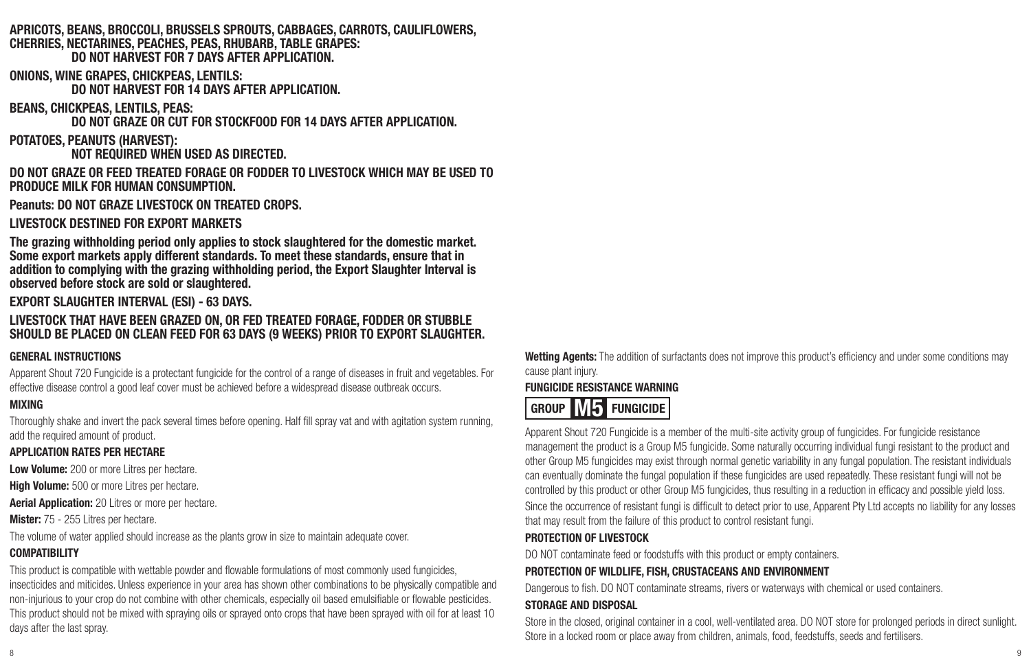**APRICOTS, BEANS, BROCCOLI, BRUSSELS SPROUTS, CABBAGES, CARROTS, CAULIFLOWERS, CHERRIES, NECTARINES, PEACHES, PEAS, RHUBARB, TABLE GRAPES:**
**DO NOT HARVEST FOR 7 DAYS AFTER APPLICATION.**

**ONIONS, WINE GRAPES, CHICKPEAS, LENTILS:**
**DO NOT HARVEST FOR 14 DAYS AFTER APPLICATION.**

**BEANS, CHICKPEAS, LENTILS, PEAS:**
**DO NOT GRAZE OR CUT FOR STOCKFOOD FOR 14 DAYS AFTER APPLICATION.**

**POTATOES, PEANUTS (HARVEST):**
**NOT REQUIRED WHEN USED AS DIRECTED.**

**DO NOT GRAZE OR FEED TREATED FORAGE OR FODDER TO LIVESTOCK WHICH MAY BE USED TO PRODUCE MILK FOR HUMAN CONSUMPTION.**

**Peanuts: DO NOT GRAZE LIVESTOCK ON TREATED CROPS.**

**LIVESTOCK DESTINED FOR EXPORT MARKETS**

**The grazing withholding period only applies to stock slaughtered for the domestic market. Some export markets apply different standards. To meet these standards, ensure that in addition to complying with the grazing withholding period, the Export Slaughter Interval is observed before stock are sold or slaughtered.**

**EXPORT SLAUGHTER INTERVAL (ESI) - 63 DAYS.**

**LIVESTOCK THAT HAVE BEEN GRAZED ON, OR FED TREATED FORAGE, FODDER OR STUBBLE SHOULD BE PLACED ON CLEAN FEED FOR 63 DAYS (9 WEEKS) PRIOR TO EXPORT SLAUGHTER.**

### GENERAL INSTRUCTIONS

Apparent Shout 720 Fungicide is a protectant fungicide for the control of a range of diseases in fruit and vegetables. For effective disease control a good leaf cover must be achieved before a widespread disease outbreak occurs.

### MIXING

Thoroughly shake and invert the pack several times before opening. Half fill spray vat and with agitation system running, add the required amount of product.

### APPLICATION RATES PER HECTARE

**Low Volume:** 200 or more Litres per hectare.

**High Volume:** 500 or more Litres per hectare.

**Aerial Application:** 20 Litres or more per hectare.

**Mister:** 75 - 255 Litres per hectare.

The volume of water applied should increase as the plants grow in size to maintain adequate cover.

### COMPATIBILITY

This product is compatible with wettable powder and flowable formulations of most commonly used fungicides, insecticides and miticides. Unless experience in your area has shown other combinations to be physically compatible and non-injurious to your crop do not combine with other chemicals, especially oil based emulsifiable or flowable pesticides. This product should not be mixed with spraying oils or sprayed onto crops that have been sprayed with oil for at least 10 days after the last spray.

**Wetting Agents:** The addition of surfactants does not improve this product's efficiency and under some conditions may cause plant injury.

### FUNGICIDE RESISTANCE WARNING

**GROUP M5 FUNGICIDE**

Apparent Shout 720 Fungicide is a member of the multi-site activity group of fungicides. For fungicide resistance management the product is a Group M5 fungicide. Some naturally occurring individual fungi resistant to the product and other Group M5 fungicides may exist through normal genetic variability in any fungal population. The resistant individuals can eventually dominate the fungal population if these fungicides are used repeatedly. These resistant fungi will not be controlled by this product or other Group M5 fungicides, thus resulting in a reduction in efficacy and possible yield loss. Since the occurrence of resistant fungi is difficult to detect prior to use, Apparent Pty Ltd accepts no liability for any losses that may result from the failure of this product to control resistant fungi.

### PROTECTION OF LIVESTOCK

DO NOT contaminate feed or foodstuffs with this product or empty containers.

### PROTECTION OF WILDLIFE, FISH, CRUSTACEANS AND ENVIRONMENT

Dangerous to fish. DO NOT contaminate streams, rivers or waterways with chemical or used containers.

### STORAGE AND DISPOSAL

Store in the closed, original container in a cool, well-ventilated area. DO NOT store for prolonged periods in direct sunlight. Store in a locked room or place away from children, animals, food, feedstuffs, seeds and fertilisers.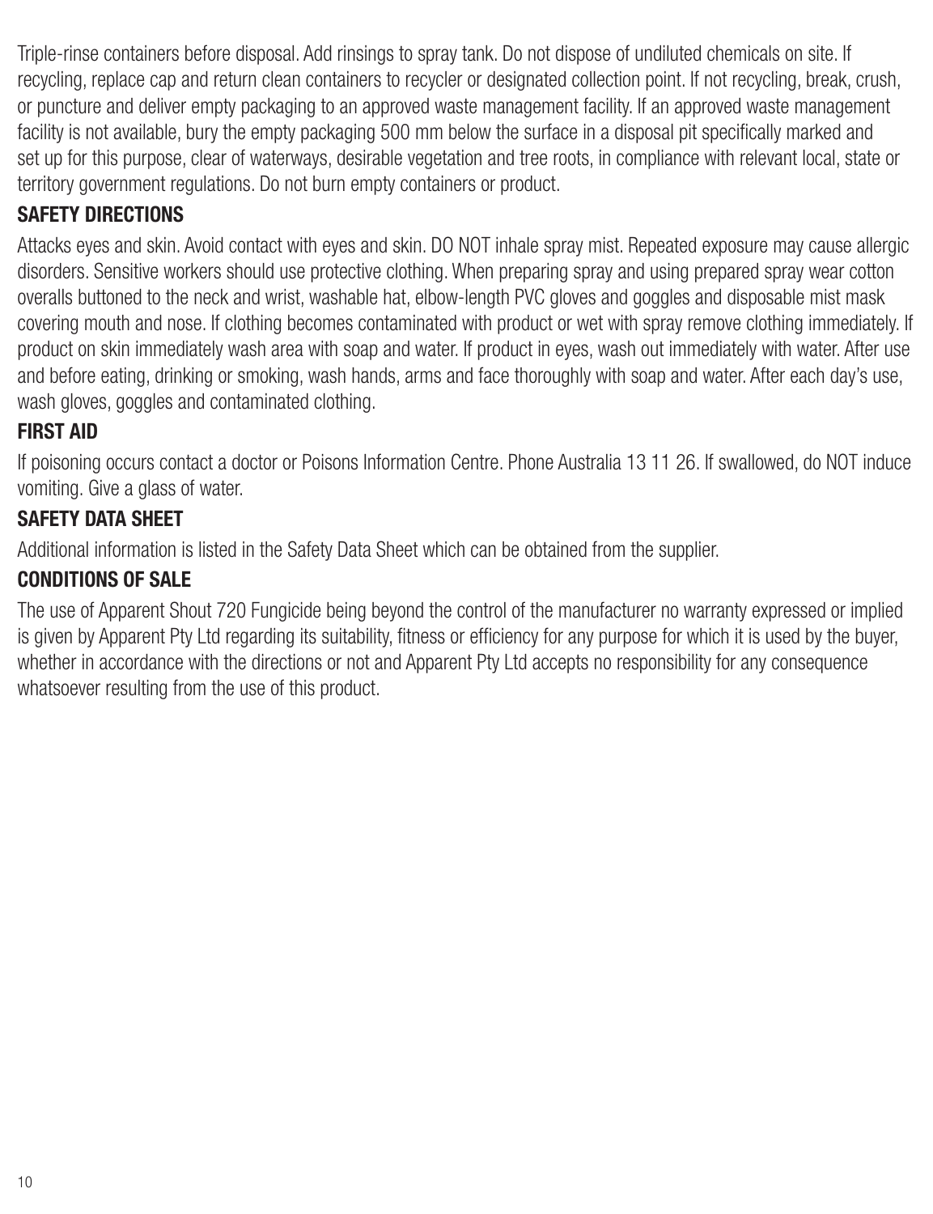Triple-rinse containers before disposal. Add rinsings to spray tank. Do not dispose of undiluted chemicals on site. If recycling, replace cap and return clean containers to recycler or designated collection point. If not recycling, break, crush, or puncture and deliver empty packaging to an approved waste management facility. If an approved waste management facility is not available, bury the empty packaging 500 mm below the surface in a disposal pit specifically marked and set up for this purpose, clear of waterways, desirable vegetation and tree roots, in compliance with relevant local, state or territory government regulations. Do not burn empty containers or product.

## SAFETY DIRECTIONS

Attacks eyes and skin. Avoid contact with eyes and skin. DO NOT inhale spray mist. Repeated exposure may cause allergic disorders. Sensitive workers should use protective clothing. When preparing spray and using prepared spray wear cotton overalls buttoned to the neck and wrist, washable hat, elbow-length PVC gloves and goggles and disposable mist mask covering mouth and nose. If clothing becomes contaminated with product or wet with spray remove clothing immediately. If product on skin immediately wash area with soap and water. If product in eyes, wash out immediately with water. After use and before eating, drinking or smoking, wash hands, arms and face thoroughly with soap and water. After each day's use, wash gloves, goggles and contaminated clothing.

## FIRST AID

If poisoning occurs contact a doctor or Poisons Information Centre. Phone Australia 13 11 26. If swallowed, do NOT induce vomiting. Give a glass of water.

## SAFETY DATA SHEET

Additional information is listed in the Safety Data Sheet which can be obtained from the supplier.

## CONDITIONS OF SALE

The use of Apparent Shout 720 Fungicide being beyond the control of the manufacturer no warranty expressed or implied is given by Apparent Pty Ltd regarding its suitability, fitness or efficiency for any purpose for which it is used by the buyer, whether in accordance with the directions or not and Apparent Pty Ltd accepts no responsibility for any consequence whatsoever resulting from the use of this product.